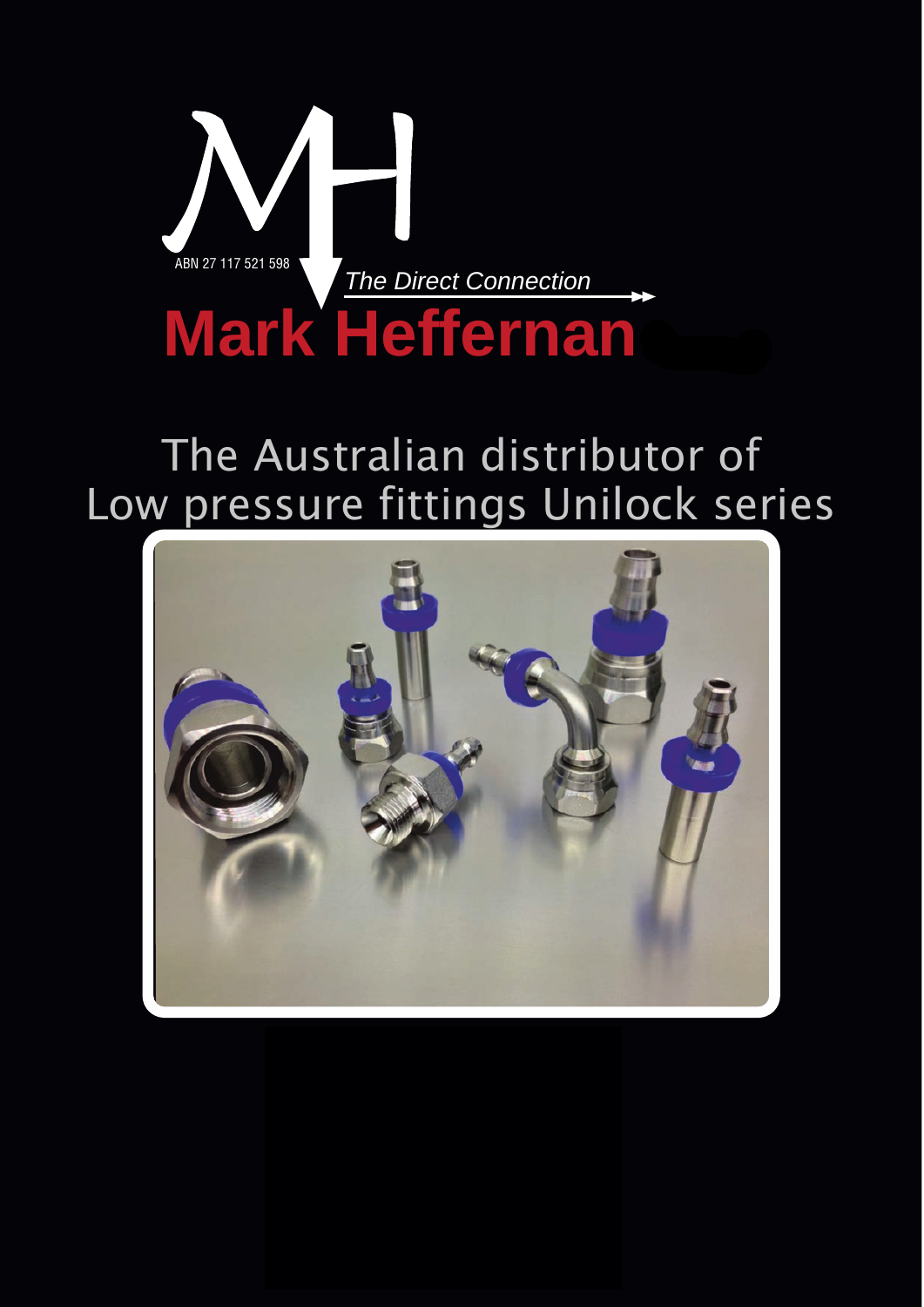MH

ABN 27 117 521 598

*The Direct Connection*

# Mark Heffernan

## The Australian distributor of Low pressure fittings Unilock series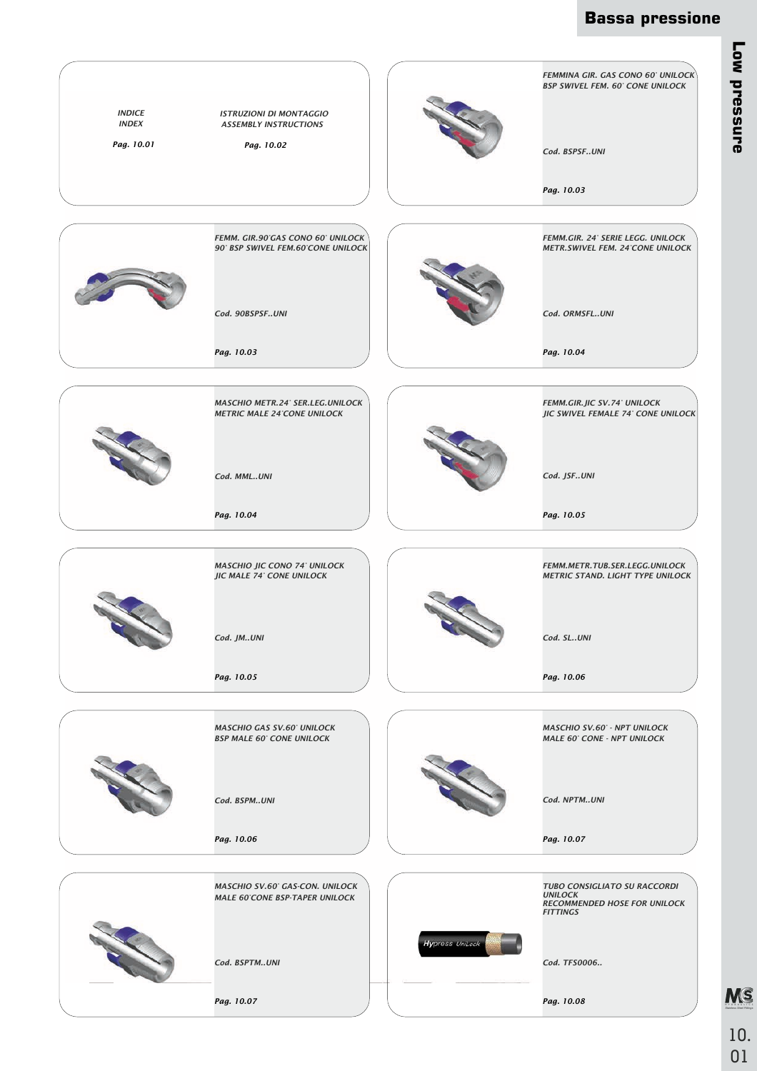# Bassa pressione

## Low pressure

*INDICE*
*INDEX*

*Pag. 10.01*

*ISTRUZIONI DI MONTAGGIO*
*ASSEMBLY INSTRUCTIONS*

*Pag. 10.02*

*FEMMINA GIR. GAS CONO 60° UNILOCK*
*BSP SWIVEL FEM. 60° CONE UNILOCK*

*Cod. BSPSF..UNI*

*Pag. 10.03*

*FEMM. GIR.90°GAS CONO 60° UNILOCK*
*90° BSP SWIVEL FEM.60°CONE UNILOCK*

*Cod. 90BSPSF..UNI*

*Pag. 10.03*

*FEMM.GIR. 24° SERIE LEGG. UNILOCK*
*METR.SWIVEL FEM. 24°CONE UNILOCK*

*Cod. ORMSFL..UNI*

*Pag. 10.04*

*MASCHIO METR.24° SER.LEG.UNILOCK*
*METRIC MALE 24°CONE UNILOCK*

*Cod. MML..UNI*

*Pag. 10.04*

*FEMM.GIR.JIC SV.74° UNILOCK*
*JIC SWIVEL FEMALE 74° CONE UNILOCK*

*Cod. JSF..UNI*

*Pag. 10.05*

*MASCHIO JIC CONO 74° UNILOCK*
*JIC MALE 74° CONE UNILOCK*

*Cod. JM..UNI*

*Pag. 10.05*

*FEMM.METR.TUB.SER.LEGG.UNILOCK*
*METRIC STAND. LIGHT TYPE UNILOCK*

*Cod. SL..UNI*

*Pag. 10.06*

*MASCHIO GAS SV.60° UNILOCK*
*BSP MALE 60° CONE UNILOCK*

*Cod. BSPM..UNI*

*Pag. 10.06*

*MASCHIO SV.60° - NPT UNILOCK*
*MALE 60° CONE - NPT UNILOCK*

*Cod. NPTM..UNI*

*Pag. 10.07*

*MASCHIO SV.60° GAS-CON. UNILOCK*
*MALE 60°CONE BSP-TAPER UNILOCK*

*Cod. BSPTM..UNI*

*Pag. 10.07*

*TUBO CONSIGLIATO SU RACCORDI UNILOCK*
*RECOMMENDED HOSE FOR UNILOCK FITTINGS*

*Cod. TFS0006..*

*Pag. 10.08*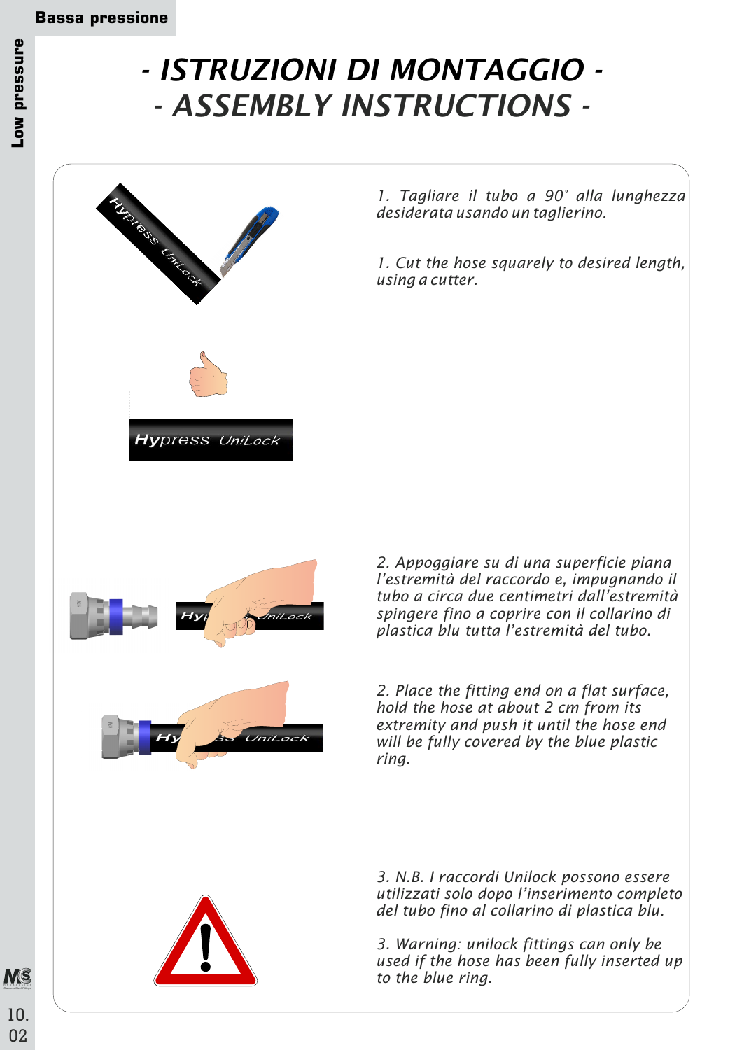# - ISTRUZIONI DI MONTAGGIO -
# - ASSEMBLY INSTRUCTIONS -

*1. Tagliare il tubo a 90° alla lunghezza desiderata usando un taglierino.*

*1. Cut the hose squarely to desired length, using a cutter.*

*2. Appoggiare su di una superficie piana l'estremità del raccordo e, impugnando il tubo a circa due centimetri dall'estremità spingere fino a coprire con il collarino di plastica blu tutta l'estremità del tubo.*

*2. Place the fitting end on a flat surface, hold the hose at about 2 cm from its extremity and push it until the hose end will be fully covered by the blue plastic ring.*

*3. N.B. I raccordi Unilock possono essere utilizzati solo dopo l'inserimento completo del tubo fino al collarino di plastica blu.*

*3. Warning: unilock fittings can only be used if the hose has been fully inserted up to the blue ring.*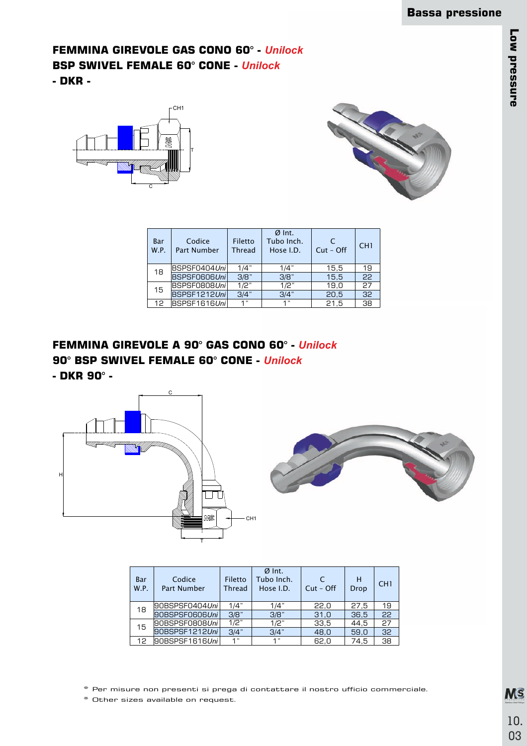# FEMMINA GIREVOLE GAS CONO 60° - *Unilock*
# BSP SWIVEL FEMALE 60° CONE - *Unilock*
## - DKR -

| Bar W.P. | Codice Part Number | Filetto Thread | Ø Int. Tubo Inch. Hose I.D. | C Cut - Off | CH1 |
|---|---|---|---|---|---|
| 18 | BSPSF0404*Uni* | 1/4" | 1/4" | 15,5 | 19 |
| | BSPSF0606*Uni* | 3/8" | 3/8" | 15,5 | 22 |
| 15 | BSPSF0808*Uni* | 1/2" | 1/2" | 19,0 | 27 |
| | BSPSF1212*Uni* | 3/4" | 3/4" | 20,5 | 32 |
| 12 | BSPSF1616*Uni* | 1" | 1" | 21,5 | 38 |

# FEMMINA GIREVOLE A 90° GAS CONO 60° - *Unilock*
# 90° BSP SWIVEL FEMALE 60° CONE - *Unilock*
## - DKR 90° -

| Bar W.P. | Codice Part Number | Filetto Thread | Ø Int. Tubo Inch. Hose I.D. | C Cut - Off | H Drop | CH1 |
|---|---|---|---|---|---|---|
| 18 | 90BSPSF0404*Uni* | 1/4" | 1/4" | 22,0 | 27,5 | 19 |
| | 90BSPSF0606*Uni* | 3/8" | 3/8" | 31,0 | 36,5 | 22 |
| 15 | 90BSPSF0808*Uni* | 1/2" | 1/2" | 33,5 | 44,5 | 27 |
| | 90BSPSF1212*Uni* | 3/4" | 3/4" | 48,0 | 59,0 | 32 |
| 12 | 90BSPSF1616*Uni* | 1" | 1" | 62,0 | 74,5 | 38 |

* Per misure non presenti si prega di contattare il nostro ufficio commerciale.

* Other sizes available on request.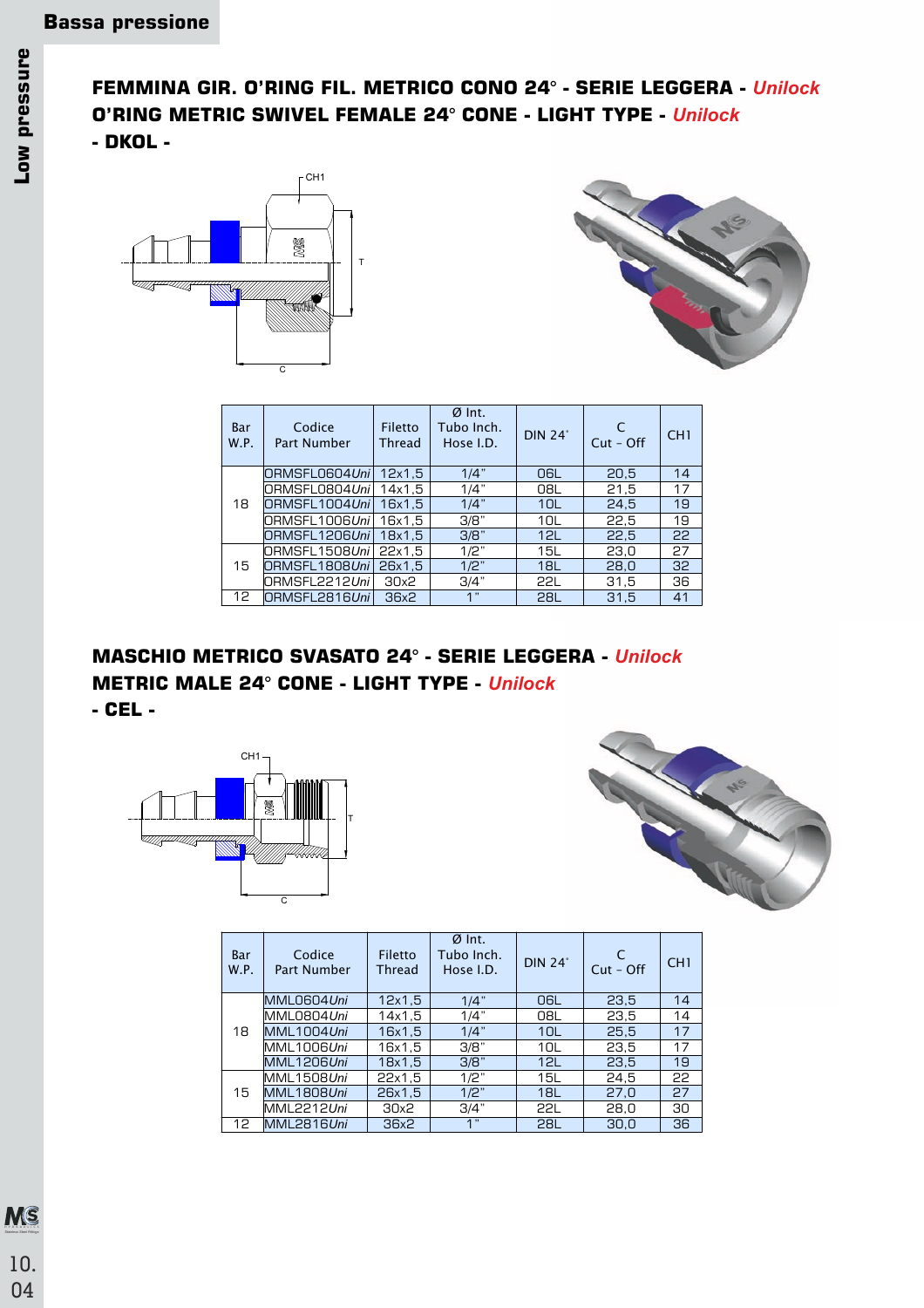## FEMMINA GIR. O'RING FIL. METRICO CONO 24° - SERIE LEGGERA - *Unilock*
## O'RING METRIC SWIVEL FEMALE 24° CONE - LIGHT TYPE - *Unilock*
## - DKOL -

| Bar W.P. | Codice Part Number | Filetto Thread | Ø Int. Tubo Inch. Hose I.D. | DIN 24° | C Cut - Off | CH1 |
|---|---|---|---|---|---|---|
| 18 | ORMSFL0604*Uni* | 12x1,5 | 1/4" | 06L | 20,5 | 14 |
| | ORMSFL0804*Uni* | 14x1,5 | 1/4" | 08L | 21,5 | 17 |
| | ORMSFL1004*Uni* | 16x1,5 | 1/4" | 10L | 24,5 | 19 |
| | ORMSFL1006*Uni* | 16x1,5 | 3/8" | 10L | 22,5 | 19 |
| | ORMSFL1206*Uni* | 18x1,5 | 3/8" | 12L | 22,5 | 22 |
| 15 | ORMSFL1508*Uni* | 22x1,5 | 1/2" | 15L | 23,0 | 27 |
| | ORMSFL1808*Uni* | 26x1,5 | 1/2" | 18L | 28,0 | 32 |
| | ORMSFL2212*Uni* | 30x2 | 3/4" | 22L | 31,5 | 36 |
| 12 | ORMSFL2816*Uni* | 36x2 | 1" | 28L | 31,5 | 41 |

## MASCHIO METRICO SVASATO 24° - SERIE LEGGERA - *Unilock*
## METRIC MALE 24° CONE - LIGHT TYPE - *Unilock*
## - CEL -

| Bar W.P. | Codice Part Number | Filetto Thread | Ø Int. Tubo Inch. Hose I.D. | DIN 24° | C Cut - Off | CH1 |
|---|---|---|---|---|---|---|
| 18 | MML0604*Uni* | 12x1,5 | 1/4" | 06L | 23,5 | 14 |
| | MML0804*Uni* | 14x1,5 | 1/4" | 08L | 23,5 | 14 |
| | MML1004*Uni* | 16x1,5 | 1/4" | 10L | 25,5 | 17 |
| | MML1006*Uni* | 16x1,5 | 3/8" | 10L | 23,5 | 17 |
| | MML1206*Uni* | 18x1,5 | 3/8" | 12L | 23,5 | 19 |
| 15 | MML1508*Uni* | 22x1,5 | 1/2" | 15L | 24,5 | 22 |
| | MML1808*Uni* | 26x1,5 | 1/2" | 18L | 27,0 | 27 |
| | MML2212*Uni* | 30x2 | 3/4" | 22L | 28,0 | 30 |
| 12 | MML2816*Uni* | 36x2 | 1" | 28L | 30,0 | 36 |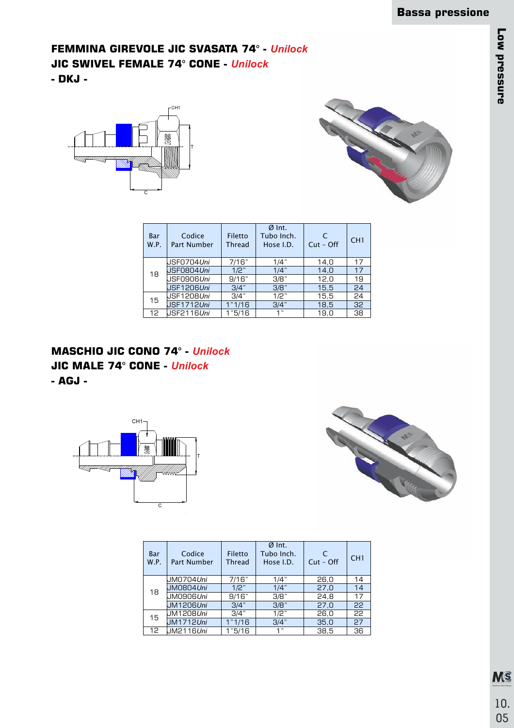## FEMMINA GIREVOLE JIC SVASATA 74° - *Unilock*
## JIC SWIVEL FEMALE 74° CONE - *Unilock*
## - DKJ -

| Bar W.P. | Codice Part Number | Filetto Thread | Ø Int. Tubo Inch. Hose I.D. | C Cut - Off | CH1 |
|---|---|---|---|---|---|
| 18 | JSF0704*Uni* | 7/16" | 1/4" | 14,0 | 17 |
| | JSF0804*Uni* | 1/2" | 1/4" | 14,0 | 17 |
| | JSF0906*Uni* | 9/16" | 3/8" | 12,0 | 19 |
| | JSF1206*Uni* | 3/4" | 3/8" | 15,5 | 24 |
| 15 | JSF1208*Uni* | 3/4" | 1/2" | 15,5 | 24 |
| | JSF1712*Uni* | 1"1/16 | 3/4" | 18,5 | 32 |
| 12 | JSF2116*Uni* | 1"5/16 | 1" | 19,0 | 38 |

## MASCHIO JIC CONO 74° - *Unilock*
## JIC MALE 74° CONE - *Unilock*
## - AGJ -

| Bar W.P. | Codice Part Number | Filetto Thread | Ø Int. Tubo Inch. Hose I.D. | C Cut - Off | CH1 |
|---|---|---|---|---|---|
| 18 | JM0704*Uni* | 7/16" | 1/4" | 26,0 | 14 |
| | JM0804*Uni* | 1/2" | 1/4" | 27,0 | 14 |
| | JM0906*Uni* | 9/16" | 3/8" | 24,8 | 17 |
| | JM1206*Uni* | 3/4" | 3/8" | 27,0 | 22 |
| 15 | JM1208*Uni* | 3/4" | 1/2" | 26,0 | 22 |
| | JM1712*Uni* | 1"1/16 | 3/4" | 35,0 | 27 |
| 12 | JM2116*Uni* | 1"5/16 | 1" | 38,5 | 36 |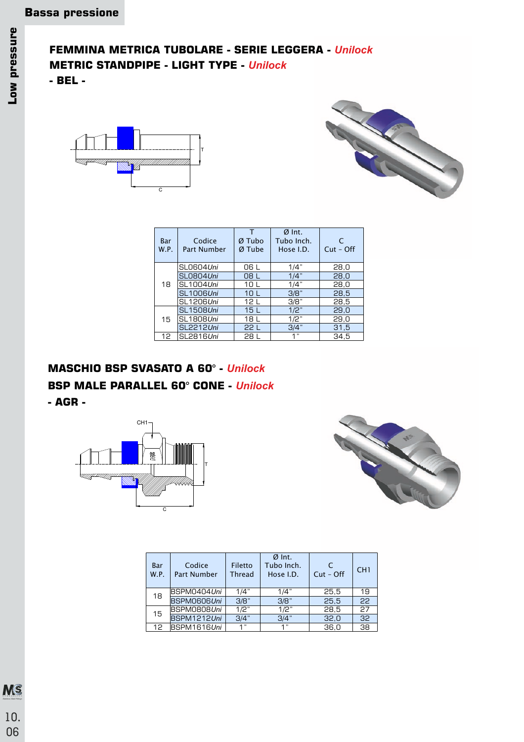## FEMMINA METRICA TUBOLARE - SERIE LEGGERA - *Unilock*
## METRIC STANDPIPE - LIGHT TYPE - *Unilock*
## - BEL -

| Bar W.P. | Codice Part Number | T Ø Tubo Ø Tube | Ø Int. Tubo Inch. Hose I.D. | C Cut - Off |
|---|---|---|---|---|
| 18 | SL0604*Uni* | 06 L | 1/4" | 28,0 |
| | SL0804*Uni* | 08 L | 1/4" | 28,0 |
| | SL1004*Uni* | 10 L | 1/4" | 28,0 |
| | SL1006*Uni* | 10 L | 3/8" | 28,5 |
| | SL1206*Uni* | 12 L | 3/8" | 28,5 |
| 15 | SL1508*Uni* | 15 L | 1/2" | 29,0 |
| | SL1808*Uni* | 18 L | 1/2" | 29,0 |
| | SL2212*Uni* | 22 L | 3/4" | 31,5 |
| 12 | SL2816*Uni* | 28 L | 1" | 34,5 |

## MASCHIO BSP SVASATO A 60° - *Unilock*
## BSP MALE PARALLEL 60° CONE - *Unilock*
## - AGR -

| Bar W.P. | Codice Part Number | Filetto Thread | Ø Int. Tubo Inch. Hose I.D. | C Cut - Off | CH1 |
|---|---|---|---|---|---|
| 18 | BSPM0404*Uni* | 1/4" | 1/4" | 25,5 | 19 |
| | BSPM0606*Uni* | 3/8" | 3/8" | 25,5 | 22 |
| 15 | BSPM0808*Uni* | 1/2" | 1/2" | 28,5 | 27 |
| | BSPM1212*Uni* | 3/4" | 3/4" | 32,0 | 32 |
| 12 | BSPM1616*Uni* | 1" | 1" | 36,0 | 38 |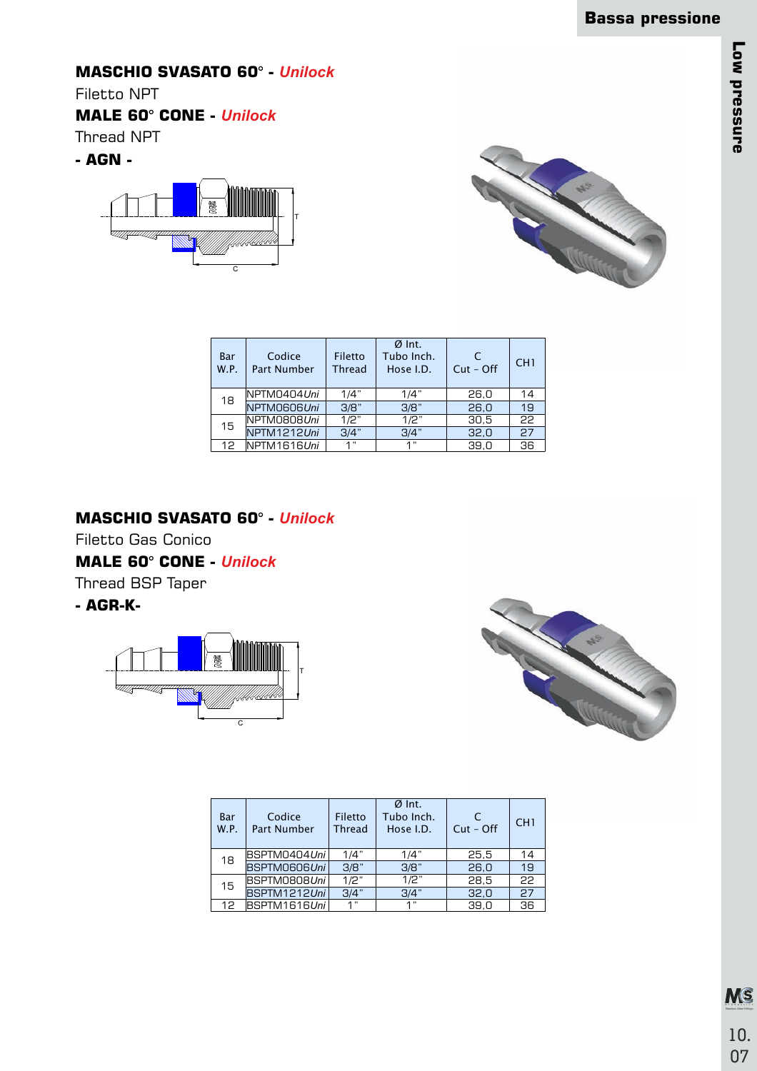## MASCHIO SVASATO 60° - *Unilock*

Filetto NPT

## MALE 60° CONE - *Unilock*

Thread NPT

**- AGN -**

| Bar W.P. | Codice Part Number | Filetto Thread | Ø Int. Tubo Inch. Hose I.D. | C Cut - Off | CH1 |
|---|---|---|---|---|---|
| 18 | NPTM0404*Uni* | 1/4" | 1/4" | 26,0 | 14 |
| | NPTM0606*Uni* | 3/8" | 3/8" | 26,0 | 19 |
| 15 | NPTM0808*Uni* | 1/2" | 1/2" | 30,5 | 22 |
| | NPTM1212*Uni* | 3/4" | 3/4" | 32,0 | 27 |
| 12 | NPTM1616*Uni* | 1" | 1" | 39,0 | 36 |

## MASCHIO SVASATO 60° - *Unilock*

Filetto Gas Conico

## MALE 60° CONE - *Unilock*

Thread BSP Taper

**- AGR-K-**

| Bar W.P. | Codice Part Number | Filetto Thread | Ø Int. Tubo Inch. Hose I.D. | C Cut - Off | CH1 |
|---|---|---|---|---|---|
| 18 | BSPTM0404*Uni* | 1/4" | 1/4" | 25,5 | 14 |
| | BSPTM0606*Uni* | 3/8" | 3/8" | 26,0 | 19 |
| 15 | BSPTM0808*Uni* | 1/2" | 1/2" | 28,5 | 22 |
| | BSPTM1212*Uni* | 3/4" | 3/4" | 32,0 | 27 |
| 12 | BSPTM1616*Uni* | 1" | 1" | 39,0 | 36 |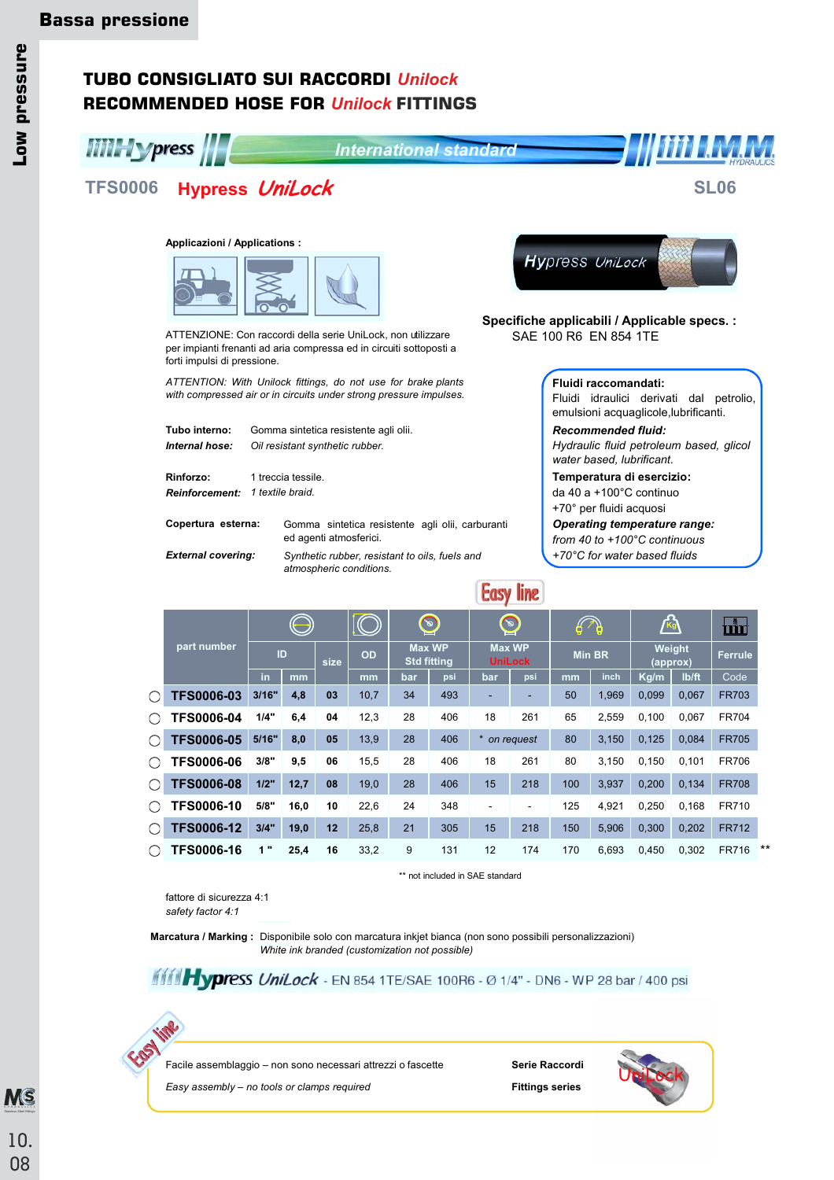# TUBO CONSIGLIATO SUI RACCORDI *Unilock*
# RECOMMENDED HOSE FOR *Unilock* FITTINGS

Hypress — *International standard* — I.M.M. HYDRAULICS

## TFS0006 Hypress *UniLock* SL06

**Applicazioni / Applications :**

ATTENZIONE: Con raccordi della serie UniLock, non utilizzare per impianti frenanti ad aria compressa ed in circuiti sottoposti a forti impulsi di pressione.

*ATTENTION: With Unilock fittings, do not use for brake plants with compressed air or in circuits under strong pressure impulses.*

**Specifiche applicabili / Applicable specs. :**
SAE 100 R6 EN 854 1TE

**Tubo interno:** Gomma sintetica resistente agli olii.
***Internal hose:*** *Oil resistant synthetic rubber.*

**Rinforzo:** 1 treccia tessile.
***Reinforcement:*** *1 textile braid.*

**Copertura esterna:** Gomma sintetica resistente agli olii, carburanti ed agenti atmosferici.
***External covering:*** *Synthetic rubber, resistant to oils, fuels and atmospheric conditions.*

**Fluidi raccomandati:**
Fluidi idraulici derivati dal petrolio, emulsioni acquaglicole,lubrificanti.
***Recommended fluid:***
*Hydraulic fluid petroleum based, glicol water based, lubrificant.*
**Temperatura di esercizio:**
da 40 a +100°C continuo
+70° per fluidi acquosi
***Operating temperature range:***
*from 40 to +100°C continuous*
*+70°C for water based fluids*

Easy line

| part number | ID | | size | OD | Max WP Std fitting | | Max WP UniLock | | Min BR | | Weight (approx) | | Ferrule |
|---|---|---|---|---|---|---|---|---|---|---|---|---|---|
| | in | mm | | mm | bar | psi | bar | psi | mm | inch | Kg/m | lb/ft | Code |
| TFS0006-03 | 3/16" | 4,8 | 03 | 10,7 | 34 | 493 | - | - | 50 | 1,969 | 0,099 | 0,067 | FR703 |
| TFS0006-04 | 1/4" | 6,4 | 04 | 12,3 | 28 | 406 | 18 | 261 | 65 | 2,559 | 0,100 | 0,067 | FR704 |
| TFS0006-05 | 5/16" | 8,0 | 05 | 13,9 | 28 | 406 | * on request | | 80 | 3,150 | 0,125 | 0,084 | FR705 |
| TFS0006-06 | 3/8" | 9,5 | 06 | 15,5 | 28 | 406 | 18 | 261 | 80 | 3,150 | 0,150 | 0,101 | FR706 |
| TFS0006-08 | 1/2" | 12,7 | 08 | 19,0 | 28 | 406 | 15 | 218 | 100 | 3,937 | 0,200 | 0,134 | FR708 |
| TFS0006-10 | 5/8" | 16,0 | 10 | 22,6 | 24 | 348 | - | - | 125 | 4,921 | 0,250 | 0,168 | FR710 |
| TFS0006-12 | 3/4" | 19,0 | 12 | 25,8 | 21 | 305 | 15 | 218 | 150 | 5,906 | 0,300 | 0,202 | FR712 |
| TFS0006-16 | 1 " | 25,4 | 16 | 33,2 | 9 | 131 | 12 | 174 | 170 | 6,693 | 0,450 | 0,302 | FR716 ** |

** not included in SAE standard

fattore di sicurezza 4:1
*safety factor 4:1*

**Marcatura / Marking :** Disponibile solo con marcatura inkjet bianca (non sono possibili personalizzazioni)
*White ink branded (customization not possible)*

Hypress *UniLock* - EN 854 1TE/SAE 100R6 - Ø 1/4" - DN6 - WP 28 bar / 400 psi

Easy line

Facile assemblaggio – non sono necessari attrezzi o fascette
*Easy assembly – no tools or clamps required*

**Serie Raccordi UniLock**
**Fittings series**